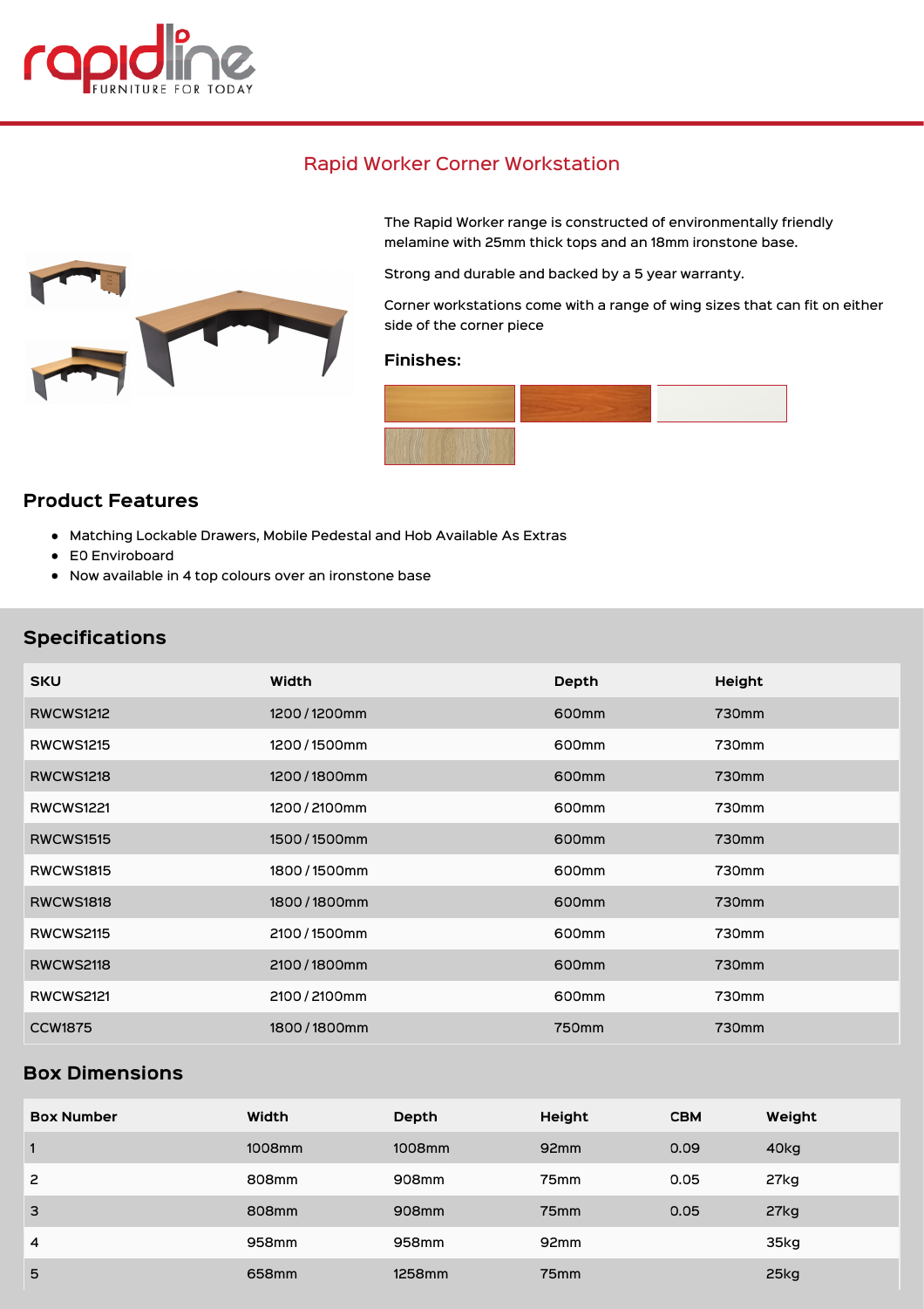# Rapid Worker Corner Workstation

The Rapid Worker range is constructed of environmentally friendly melamine with 25mm thick tops and an 18mm ironstone base.

Strong and durable and backed by a 5 year warranty.

Corner workstations come with a range of wing sizes that can fit on either side of the corner piece

**Finishes:**

## Product Features

- Matching Lockable Drawers, Mobile Pedestal and Hob Available As Extras
- E0 Enviroboard
- Now available in 4 top colours over an ironstone base

## Specifications

| SKU | Width | Depth | Height |
|---|---|---|---|
| RWCWS1212 | 1200 / 1200mm | 600mm | 730mm |
| RWCWS1215 | 1200 / 1500mm | 600mm | 730mm |
| RWCWS1218 | 1200 / 1800mm | 600mm | 730mm |
| RWCWS1221 | 1200 / 2100mm | 600mm | 730mm |
| RWCWS1515 | 1500 / 1500mm | 600mm | 730mm |
| RWCWS1815 | 1800 / 1500mm | 600mm | 730mm |
| RWCWS1818 | 1800 / 1800mm | 600mm | 730mm |
| RWCWS2115 | 2100 / 1500mm | 600mm | 730mm |
| RWCWS2118 | 2100 / 1800mm | 600mm | 730mm |
| RWCWS2121 | 2100 / 2100mm | 600mm | 730mm |
| CCW1875 | 1800 / 1800mm | 750mm | 730mm |

## Box Dimensions

| Box Number | Width | Depth | Height | CBM | Weight |
|---|---|---|---|---|---|
| 1 | 1008mm | 1008mm | 92mm | 0.09 | 40kg |
| 2 | 808mm | 908mm | 75mm | 0.05 | 27kg |
| 3 | 808mm | 908mm | 75mm | 0.05 | 27kg |
| 4 | 958mm | 958mm | 92mm | | 35kg |
| 5 | 658mm | 1258mm | 75mm | | 25kg |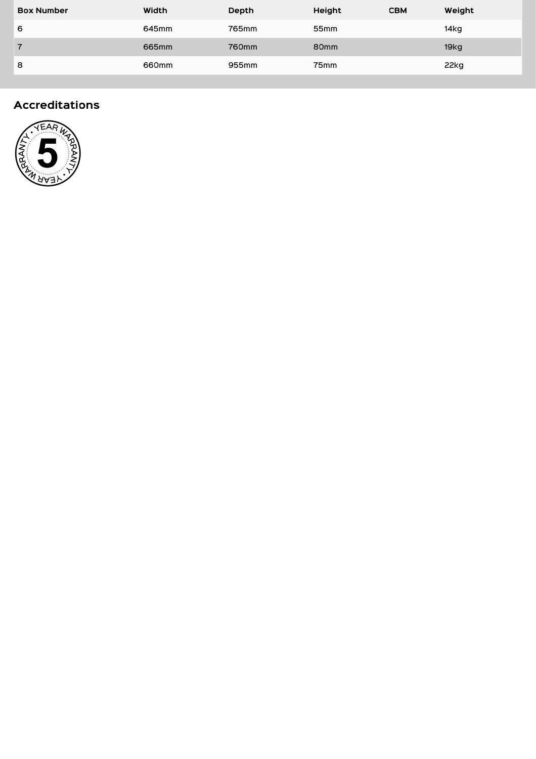| Box Number | Width | Depth | Height | CBM | Weight |
|---|---|---|---|---|---|
| 6 | 645mm | 765mm | 55mm | | 14kg |
| 7 | 665mm | 760mm | 80mm | | 19kg |
| 8 | 660mm | 955mm | 75mm | | 22kg |

## Accreditations

5 YEAR WARRANTY